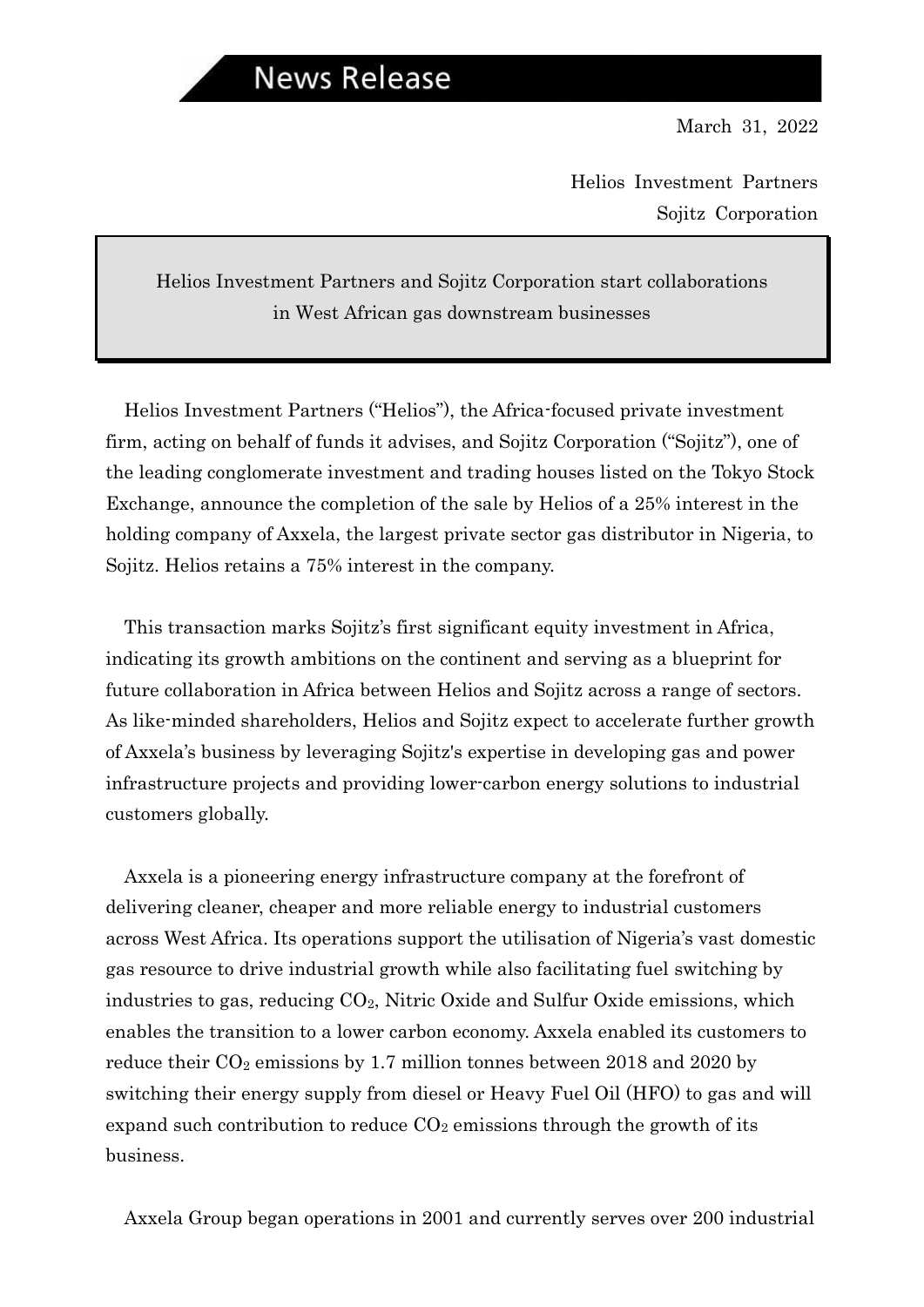# News Release

March 31, 2022

Helios Investment Partners
Sojitz Corporation

**Helios Investment Partners and Sojitz Corporation start collaborations in West African gas downstream businesses**

Helios Investment Partners ("Helios"), the Africa-focused private investment firm, acting on behalf of funds it advises, and Sojitz Corporation ("Sojitz"), one of the leading conglomerate investment and trading houses listed on the Tokyo Stock Exchange, announce the completion of the sale by Helios of a 25% interest in the holding company of Axxela, the largest private sector gas distributor in Nigeria, to Sojitz. Helios retains a 75% interest in the company.

This transaction marks Sojitz's first significant equity investment in Africa, indicating its growth ambitions on the continent and serving as a blueprint for future collaboration in Africa between Helios and Sojitz across a range of sectors. As like-minded shareholders, Helios and Sojitz expect to accelerate further growth of Axxela's business by leveraging Sojitz's expertise in developing gas and power infrastructure projects and providing lower-carbon energy solutions to industrial customers globally.

Axxela is a pioneering energy infrastructure company at the forefront of delivering cleaner, cheaper and more reliable energy to industrial customers across West Africa. Its operations support the utilisation of Nigeria's vast domestic gas resource to drive industrial growth while also facilitating fuel switching by industries to gas, reducing $CO_2$, Nitric Oxide and Sulfur Oxide emissions, which enables the transition to a lower carbon economy. Axxela enabled its customers to reduce their $CO_2$ emissions by 1.7 million tonnes between 2018 and 2020 by switching their energy supply from diesel or Heavy Fuel Oil (HFO) to gas and will expand such contribution to reduce $CO_2$ emissions through the growth of its business.

Axxela Group began operations in 2001 and currently serves over 200 industrial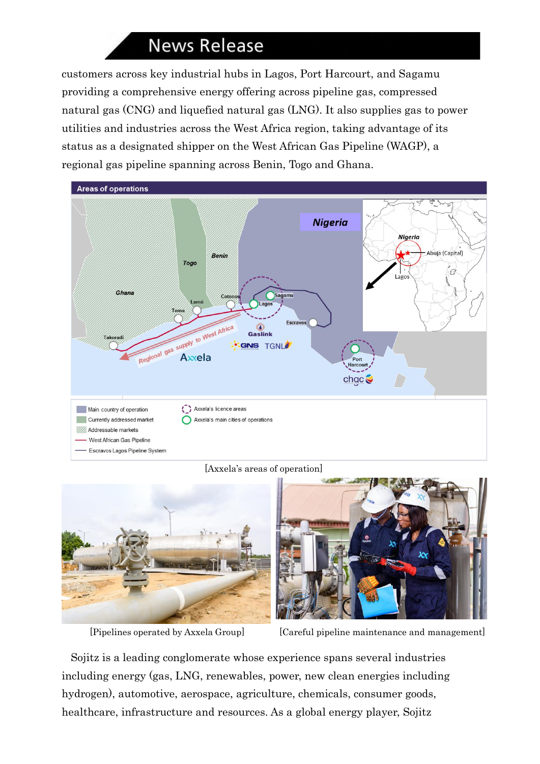customers across key industrial hubs in Lagos, Port Harcourt, and Sagamu providing a comprehensive energy offering across pipeline gas, compressed natural gas (CNG) and liquefied natural gas (LNG). It also supplies gas to power utilities and industries across the West Africa region, taking advantage of its status as a designated shipper on the West African Gas Pipeline (WAGP), a regional gas pipeline spanning across Benin, Togo and Ghana.

[Axxela's areas of operation]

[Pipelines operated by Axxela Group]

[Careful pipeline maintenance and management]

Sojitz is a leading conglomerate whose experience spans several industries including energy (gas, LNG, renewables, power, new clean energies including hydrogen), automotive, aerospace, agriculture, chemicals, consumer goods, healthcare, infrastructure and resources. As a global energy player, Sojitz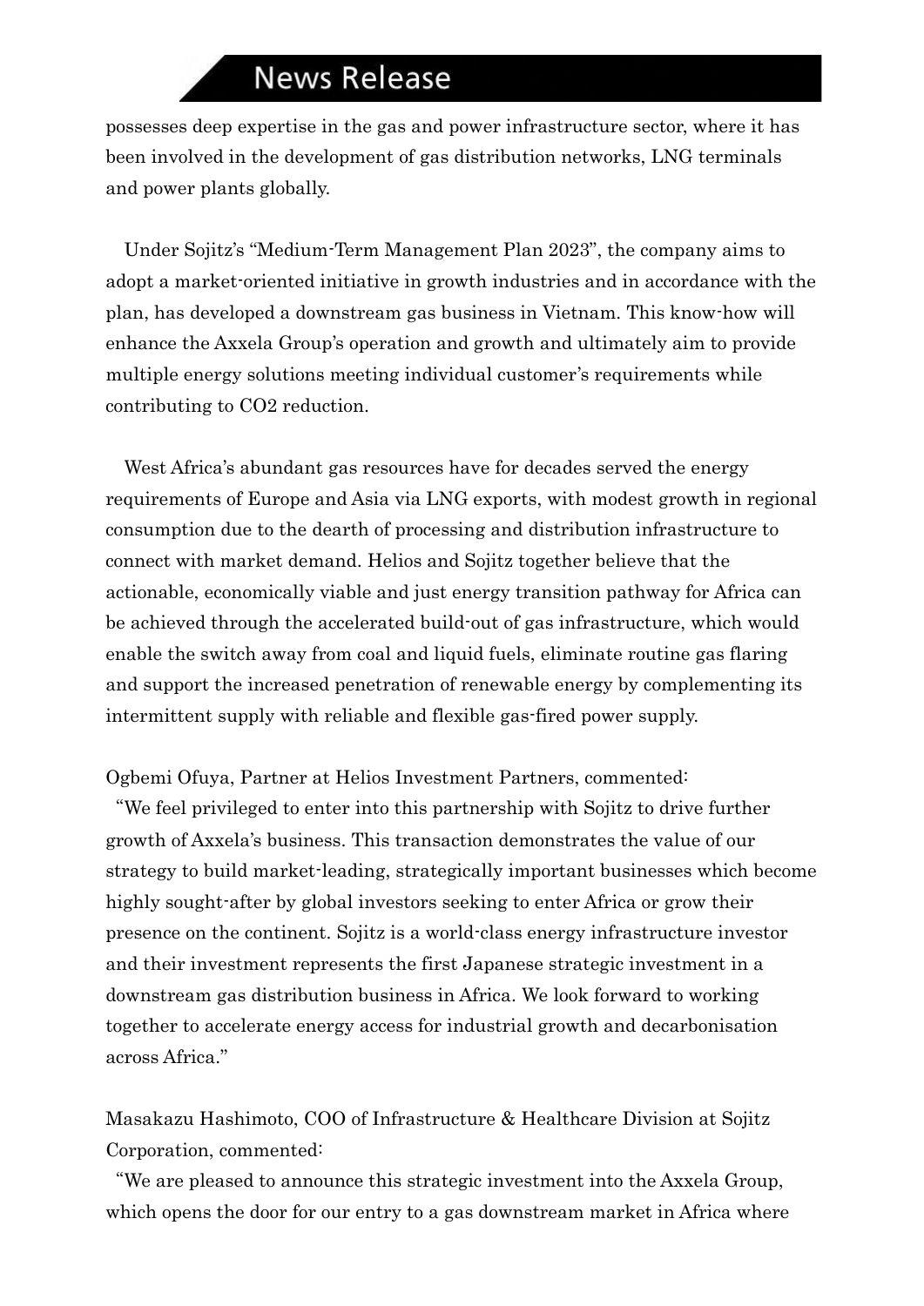possesses deep expertise in the gas and power infrastructure sector, where it has been involved in the development of gas distribution networks, LNG terminals and power plants globally.

Under Sojitz's "Medium-Term Management Plan 2023", the company aims to adopt a market-oriented initiative in growth industries and in accordance with the plan, has developed a downstream gas business in Vietnam. This know-how will enhance the Axxela Group's operation and growth and ultimately aim to provide multiple energy solutions meeting individual customer's requirements while contributing to $CO_2$ reduction.

West Africa's abundant gas resources have for decades served the energy requirements of Europe and Asia via LNG exports, with modest growth in regional consumption due to the dearth of processing and distribution infrastructure to connect with market demand. Helios and Sojitz together believe that the actionable, economically viable and just energy transition pathway for Africa can be achieved through the accelerated build-out of gas infrastructure, which would enable the switch away from coal and liquid fuels, eliminate routine gas flaring and support the increased penetration of renewable energy by complementing its intermittent supply with reliable and flexible gas-fired power supply.

Ogbemi Ofuya, Partner at Helios Investment Partners, commented:

"We feel privileged to enter into this partnership with Sojitz to drive further growth of Axxela's business. This transaction demonstrates the value of our strategy to build market-leading, strategically important businesses which become highly sought-after by global investors seeking to enter Africa or grow their presence on the continent. Sojitz is a world-class energy infrastructure investor and their investment represents the first Japanese strategic investment in a downstream gas distribution business in Africa. We look forward to working together to accelerate energy access for industrial growth and decarbonisation across Africa."

Masakazu Hashimoto, COO of Infrastructure & Healthcare Division at Sojitz Corporation, commented:

"We are pleased to announce this strategic investment into the Axxela Group, which opens the door for our entry to a gas downstream market in Africa where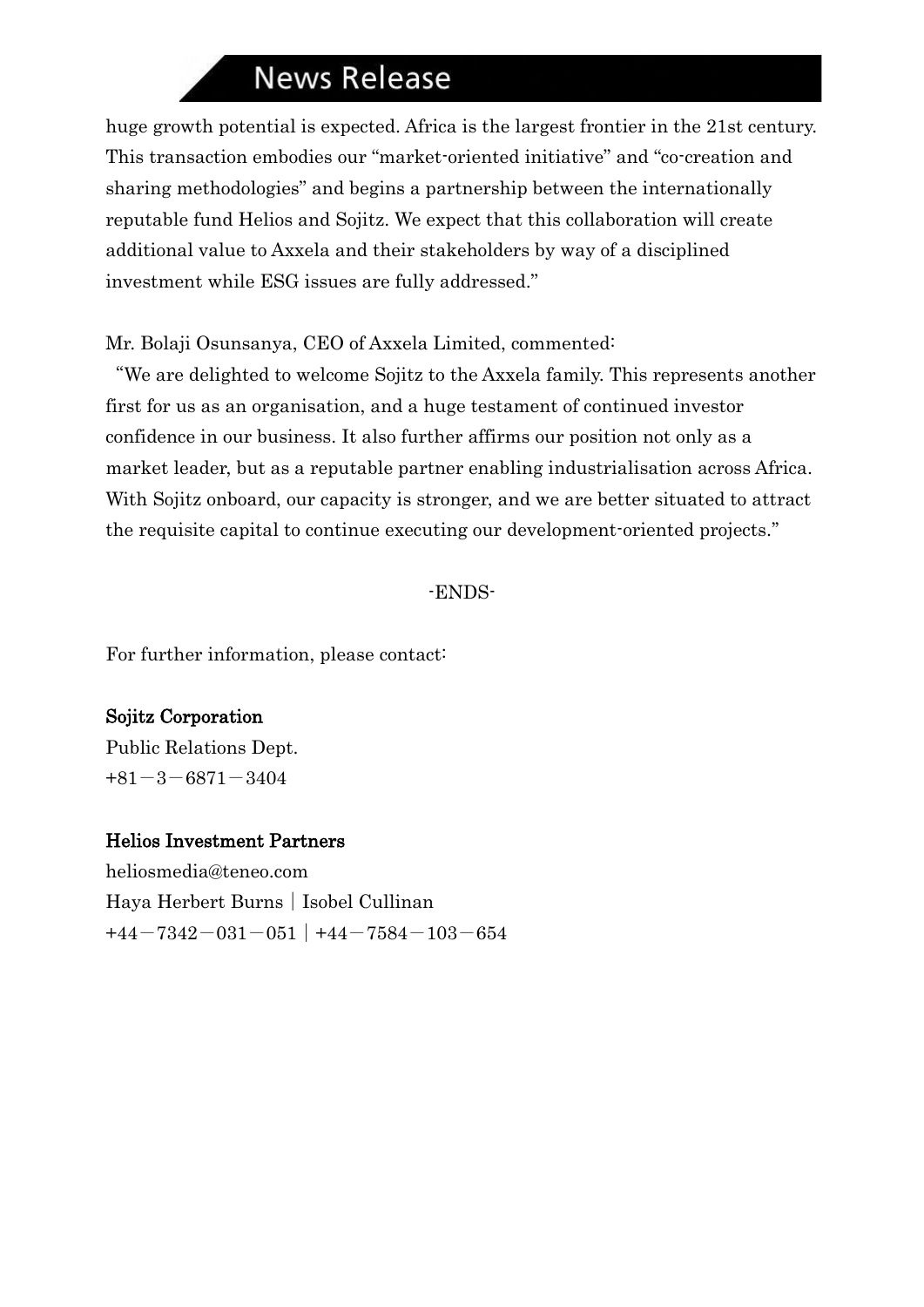huge growth potential is expected. Africa is the largest frontier in the 21st century. This transaction embodies our "market-oriented initiative" and "co-creation and sharing methodologies" and begins a partnership between the internationally reputable fund Helios and Sojitz. We expect that this collaboration will create additional value to Axxela and their stakeholders by way of a disciplined investment while ESG issues are fully addressed."

Mr. Bolaji Osunsanya, CEO of Axxela Limited, commented:

"We are delighted to welcome Sojitz to the Axxela family. This represents another first for us as an organisation, and a huge testament of continued investor confidence in our business. It also further affirms our position not only as a market leader, but as a reputable partner enabling industrialisation across Africa. With Sojitz onboard, our capacity is stronger, and we are better situated to attract the requisite capital to continue executing our development-oriented projects."

-ENDS-

For further information, please contact:

**Sojitz Corporation**
Public Relations Dept.
+81－3－6871－3404

**Helios Investment Partners**
heliosmedia@teneo.com
Haya Herbert Burns | Isobel Cullinan
+44－7342－031－051 | +44－7584－103－654